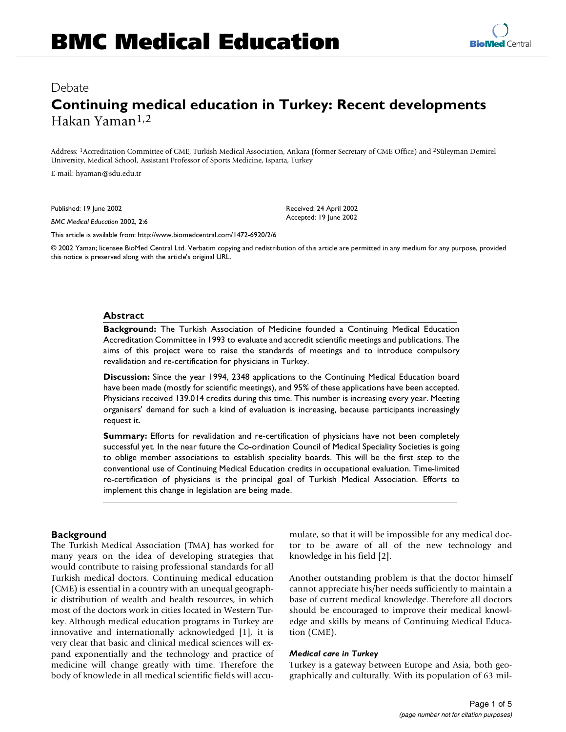Debate

# Continuing medical education in Turkey: Recent developments

Hakan Yaman[1,2]

Address: [1]Accreditation Committee of CME, Turkish Medical Association, Ankara (former Secretary of CME Office) and [2]Süleyman Demirel University, Medical School, Assistant Professor of Sports Medicine, Isparta, Turkey

E-mail: hyaman@sdu.edu.tr

Published: 19 June 2002

*BMC Medical Education* 2002, **2**:6

Received: 24 April 2002
Accepted: 19 June 2002

This article is available from: http://www.biomedcentral.com/1472-6920/2/6

© 2002 Yaman; licensee BioMed Central Ltd. Verbatim copying and redistribution of this article are permitted in any medium for any purpose, provided this notice is preserved along with the article's original URL.

## Abstract

**Background:** The Turkish Association of Medicine founded a Continuing Medical Education Accreditation Committee in 1993 to evaluate and accredit scientific meetings and publications. The aims of this project were to raise the standards of meetings and to introduce compulsory revalidation and re-certification for physicians in Turkey.

**Discussion:** Since the year 1994, 2348 applications to the Continuing Medical Education board have been made (mostly for scientific meetings), and 95% of these applications have been accepted. Physicians received 139.014 credits during this time. This number is increasing every year. Meeting organisers' demand for such a kind of evaluation is increasing, because participants increasingly request it.

**Summary:** Efforts for revalidation and re-certification of physicians have not been completely successful yet. In the near future the Co-ordination Council of Medical Speciality Societies is going to oblige member associations to establish speciality boards. This will be the first step to the conventional use of Continuing Medical Education credits in occupational evaluation. Time-limited re-certification of physicians is the principal goal of Turkish Medical Association. Efforts to implement this change in legislation are being made.

## Background

The Turkish Medical Association (TMA) has worked for many years on the idea of developing strategies that would contribute to raising professional standards for all Turkish medical doctors. Continuing medical education (CME) is essential in a country with an unequal geographic distribution of wealth and health resources, in which most of the doctors work in cities located in Western Turkey. Although medical education programs in Turkey are innovative and internationally acknowledged [1], it is very clear that basic and clinical medical sciences will expand exponentially and the technology and practice of medicine will change greatly with time. Therefore the body of knowlede in all medical scientific fields will accumulate, so that it will be impossible for any medical doctor to be aware of all of the new technology and knowledge in his field [2].

Another outstanding problem is that the doctor himself cannot appreciate his/her needs sufficiently to maintain a base of current medical knowledge. Therefore all doctors should be encouraged to improve their medical knowledge and skills by means of Continuing Medical Education (CME).

### *Medical care in Turkey*

Turkey is a gateway between Europe and Asia, both geographically and culturally. With its population of 63 mil-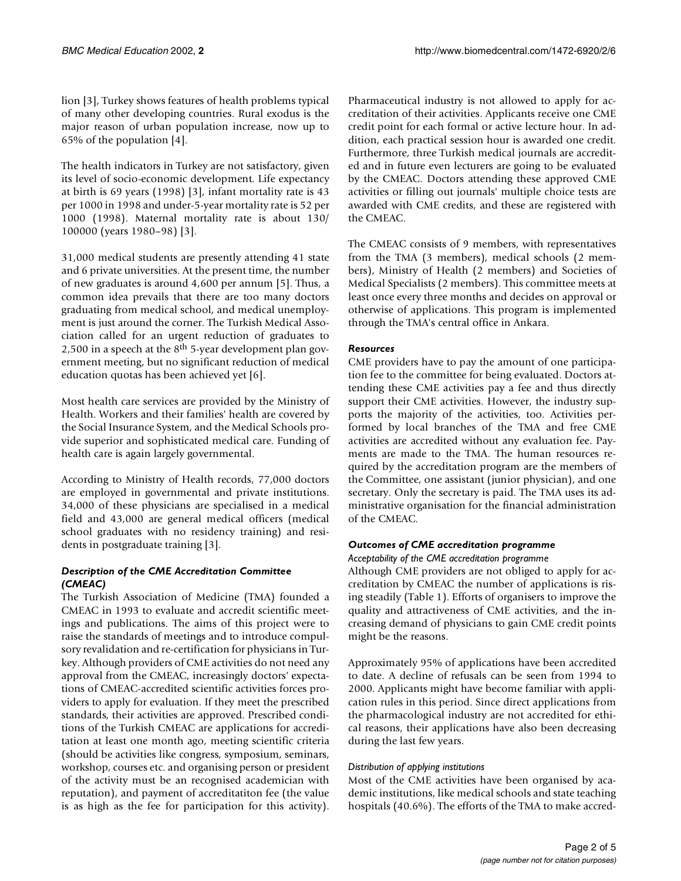lion [3], Turkey shows features of health problems typical of many other developing countries. Rural exodus is the major reason of urban population increase, now up to 65% of the population [4].

The health indicators in Turkey are not satisfactory, given its level of socio-economic development. Life expectancy at birth is 69 years (1998) [3], infant mortality rate is 43 per 1000 in 1998 and under-5-year mortality rate is 52 per 1000 (1998). Maternal mortality rate is about 130/100000 (years 1980–98) [3].

31,000 medical students are presently attending 41 state and 6 private universities. At the present time, the number of new graduates is around 4,600 per annum [5]. Thus, a common idea prevails that there are too many doctors graduating from medical school, and medical unemployment is just around the corner. The Turkish Medical Association called for an urgent reduction of graduates to 2,500 in a speech at the 8th 5-year development plan government meeting, but no significant reduction of medical education quotas has been achieved yet [6].

Most health care services are provided by the Ministry of Health. Workers and their families' health are covered by the Social Insurance System, and the Medical Schools provide superior and sophisticated medical care. Funding of health care is again largely governmental.

According to Ministry of Health records, 77,000 doctors are employed in governmental and private institutions. 34,000 of these physicians are specialised in a medical field and 43,000 are general medical officers (medical school graduates with no residency training) and residents in postgraduate training [3].

### *Description of the CME Accreditation Committee (CMEAC)*

The Turkish Association of Medicine (TMA) founded a CMEAC in 1993 to evaluate and accredit scientific meetings and publications. The aims of this project were to raise the standards of meetings and to introduce compulsory revalidation and re-certification for physicians in Turkey. Although providers of CME activities do not need any approval from the CMEAC, increasingly doctors' expectations of CMEAC-accredited scientific activities forces providers to apply for evaluation. If they meet the prescribed standards, their activities are approved. Prescribed conditions of the Turkish CMEAC are applications for accreditation at least one month ago, meeting scientific criteria (should be activities like congress, symposium, seminars, workshop, courses etc. and organising person or president of the activity must be an recognised academician with reputation), and payment of accreditatiton fee (the value is as high as the fee for participation for this activity). Pharmaceutical industry is not allowed to apply for accreditation of their activities. Applicants receive one CME credit point for each formal or active lecture hour. In addition, each practical session hour is awarded one credit. Furthermore, three Turkish medical journals are accredited and in future even lecturers are going to be evaluated by the CMEAC. Doctors attending these approved CME activities or filling out journals' multiple choice tests are awarded with CME credits, and these are registered with the CMEAC.

The CMEAC consists of 9 members, with representatives from the TMA (3 members), medical schools (2 members), Ministry of Health (2 members) and Societies of Medical Specialists (2 members). This committee meets at least once every three months and decides on approval or otherwise of applications. This program is implemented through the TMA's central office in Ankara.

### *Resources*

CME providers have to pay the amount of one participation fee to the committee for being evaluated. Doctors attending these CME activities pay a fee and thus directly support their CME activities. However, the industry supports the majority of the activities, too. Activities performed by local branches of the TMA and free CME activities are accredited without any evaluation fee. Payments are made to the TMA. The human resources required by the accreditation program are the members of the Committee, one assistant (junior physician), and one secretary. Only the secretary is paid. The TMA uses its administrative organisation for the financial administration of the CMEAC.

### *Outcomes of CME accreditation programme*

#### *Acceptability of the CME accreditation programme*

Although CME providers are not obliged to apply for accreditation by CMEAC the number of applications is rising steadily (Table 1). Efforts of organisers to improve the quality and attractiveness of CME activities, and the increasing demand of physicians to gain CME credit points might be the reasons.

Approximately 95% of applications have been accredited to date. A decline of refusals can be seen from 1994 to 2000. Applicants might have become familiar with application rules in this period. Since direct applications from the pharmacological industry are not accredited for ethical reasons, their applications have also been decreasing during the last few years.

#### *Distribution of applying institutions*

Most of the CME activities have been organised by academic institutions, like medical schools and state teaching hospitals (40.6%). The efforts of the TMA to make accred-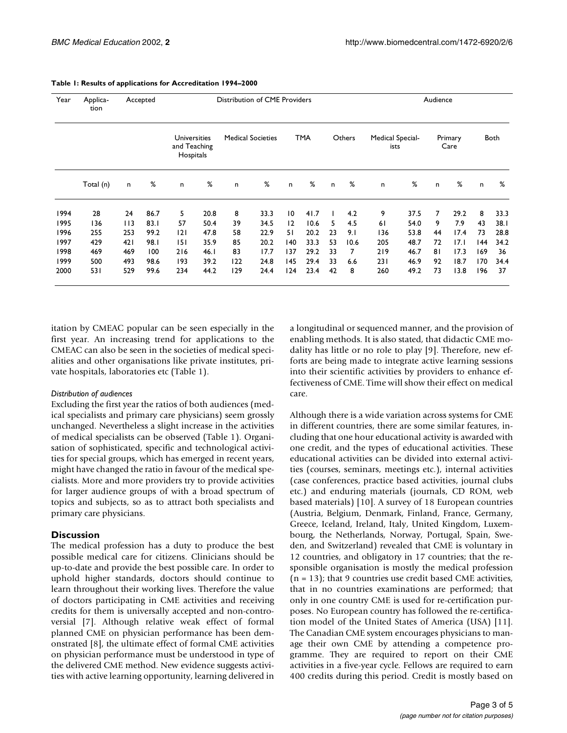**Table 1: Results of applications for Accreditation 1994–2000**

| Year | Application | Accepted | | Distribution of CME Providers | | | | | | | | Audience | | | | | |
|---|---|---|---|---|---|---|---|---|---|---|---|---|---|---|---|---|---|
| | | | | Universities and Teaching Hospitals | | Medical Societies | | TMA | | Others | | Medical Specialists | | Primary Care | | Both | |
| | Total (n) | n | % | n | % | n | % | n | % | n | % | n | % | n | % | n | % |
| 1994 | 28 | 24 | 86.7 | 5 | 20.8 | 8 | 33.3 | 10 | 41.7 | 1 | 4.2 | 9 | 37.5 | 7 | 29.2 | 8 | 33.3 |
| 1995 | 136 | 113 | 83.1 | 57 | 50.4 | 39 | 34.5 | 12 | 10.6 | 5 | 4.5 | 61 | 54.0 | 9 | 7.9 | 43 | 38.1 |
| 1996 | 255 | 253 | 99.2 | 121 | 47.8 | 58 | 22.9 | 51 | 20.2 | 23 | 9.1 | 136 | 53.8 | 44 | 17.4 | 73 | 28.8 |
| 1997 | 429 | 421 | 98.1 | 151 | 35.9 | 85 | 20.2 | 140 | 33.3 | 53 | 10.6 | 205 | 48.7 | 72 | 17.1 | 144 | 34.2 |
| 1998 | 469 | 469 | 100 | 216 | 46.1 | 83 | 17.7 | 137 | 29.2 | 33 | 7 | 219 | 46.7 | 81 | 17.3 | 169 | 36 |
| 1999 | 500 | 493 | 98.6 | 193 | 39.2 | 122 | 24.8 | 145 | 29.4 | 33 | 6.6 | 231 | 46.9 | 92 | 18.7 | 170 | 34.4 |
| 2000 | 531 | 529 | 99.6 | 234 | 44.2 | 129 | 24.4 | 124 | 23.4 | 42 | 8 | 260 | 49.2 | 73 | 13.8 | 196 | 37 |

itation by CMEAC popular can be seen especially in the first year. An increasing trend for applications to the CMEAC can also be seen in the societies of medical specialities and other organisations like private institutes, private hospitals, laboratories etc (Table 1).

*Distribution of audiences*

Excluding the first year the ratios of both audiences (medical specialists and primary care physicians) seem grossly unchanged. Nevertheless a slight increase in the activities of medical specialists can be observed (Table 1). Organisation of sophisticated, specific and technological activities for special groups, which has emerged in recent years, might have changed the ratio in favour of the medical specialists. More and more providers try to provide activities for larger audience groups of with a broad spectrum of topics and subjects, so as to attract both specialists and primary care physicians.

## Discussion

The medical profession has a duty to produce the best possible medical care for citizens. Clinicians should be up-to-date and provide the best possible care. In order to uphold higher standards, doctors should continue to learn throughout their working lives. Therefore the value of doctors participating in CME activities and receiving credits for them is universally accepted and non-controversial [7]. Although relative weak effect of formal planned CME on physician performance has been demonstrated [8], the ultimate effect of formal CME activities on physician performance must be understood in type of the delivered CME method. New evidence suggests activities with active learning opportunity, learning delivered in a longitudinal or sequenced manner, and the provision of enabling methods. It is also stated, that didactic CME modality has little or no role to play [9]. Therefore, new efforts are being made to integrate active learning sessions into their scientific activities by providers to enhance effectiveness of CME. Time will show their effect on medical care.

Although there is a wide variation across systems for CME in different countries, there are some similar features, including that one hour educational activity is awarded with one credit, and the types of educational activities. These educational activities can be divided into external activities (courses, seminars, meetings etc.), internal activities (case conferences, practice based activities, journal clubs etc.) and enduring materials (journals, CD ROM, web based materials) [10]. A survey of 18 European countries (Austria, Belgium, Denmark, Finland, France, Germany, Greece, Iceland, Ireland, Italy, United Kingdom, Luxembourg, the Netherlands, Norway, Portugal, Spain, Sweden, and Switzerland) revealed that CME is voluntary in 12 countries, and obligatory in 17 countries; that the responsible organisation is mostly the medical profession (n = 13); that 9 countries use credit based CME activities, that in no countries examinations are performed; that only in one country CME is used for re-certification purposes. No European country has followed the re-certification model of the United States of America (USA) [11]. The Canadian CME system encourages physicians to manage their own CME by attending a competence programme. They are required to report on their CME activities in a five-year cycle. Fellows are required to earn 400 credits during this period. Credit is mostly based on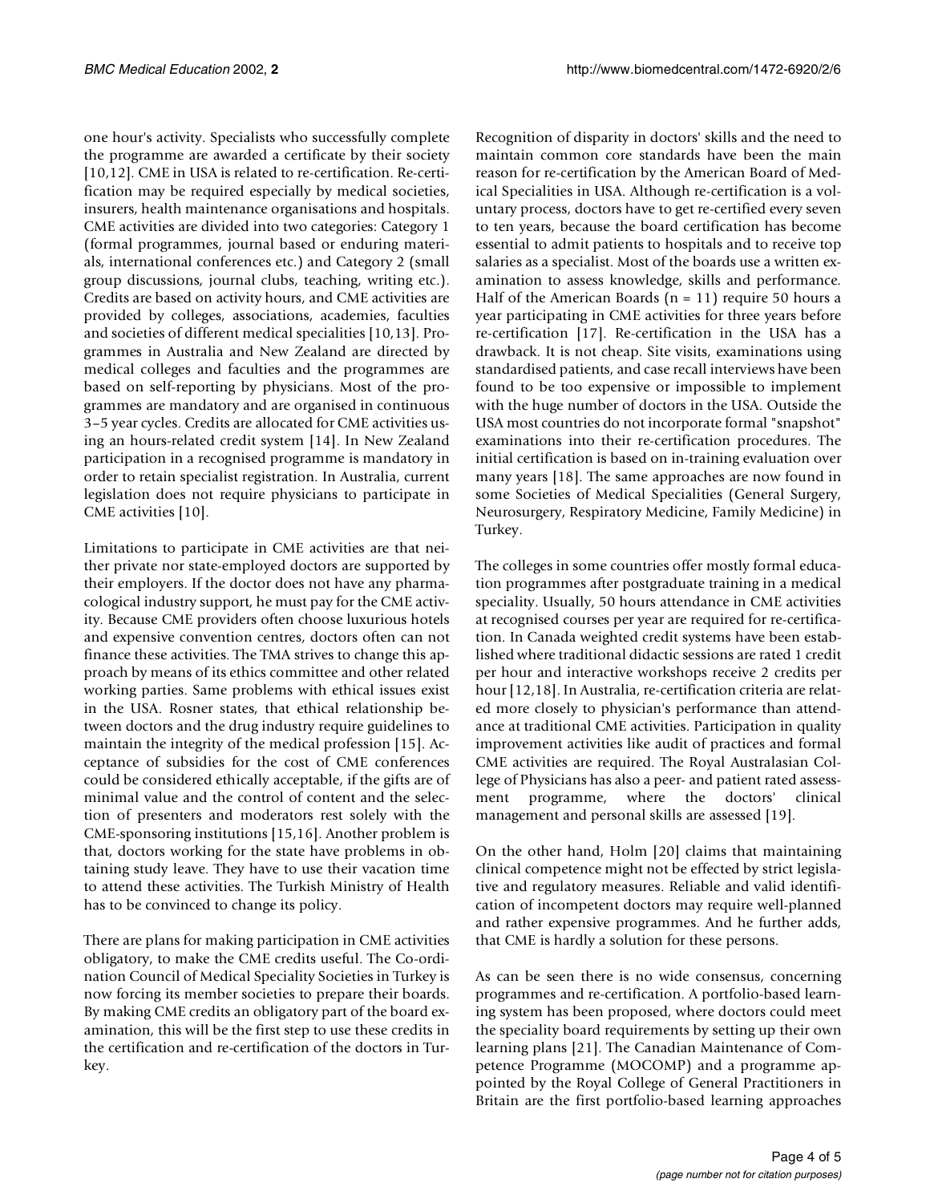one hour's activity. Specialists who successfully complete the programme are awarded a certificate by their society [10,12]. CME in USA is related to re-certification. Re-certification may be required especially by medical societies, insurers, health maintenance organisations and hospitals. CME activities are divided into two categories: Category 1 (formal programmes, journal based or enduring materials, international conferences etc.) and Category 2 (small group discussions, journal clubs, teaching, writing etc.). Credits are based on activity hours, and CME activities are provided by colleges, associations, academies, faculties and societies of different medical specialities [10,13]. Programmes in Australia and New Zealand are directed by medical colleges and faculties and the programmes are based on self-reporting by physicians. Most of the programmes are mandatory and are organised in continuous 3–5 year cycles. Credits are allocated for CME activities using an hours-related credit system [14]. In New Zealand participation in a recognised programme is mandatory in order to retain specialist registration. In Australia, current legislation does not require physicians to participate in CME activities [10].

Limitations to participate in CME activities are that neither private nor state-employed doctors are supported by their employers. If the doctor does not have any pharmacological industry support, he must pay for the CME activity. Because CME providers often choose luxurious hotels and expensive convention centres, doctors often can not finance these activities. The TMA strives to change this approach by means of its ethics committee and other related working parties. Same problems with ethical issues exist in the USA. Rosner states, that ethical relationship between doctors and the drug industry require guidelines to maintain the integrity of the medical profession [15]. Acceptance of subsidies for the cost of CME conferences could be considered ethically acceptable, if the gifts are of minimal value and the control of content and the selection of presenters and moderators rest solely with the CME-sponsoring institutions [15,16]. Another problem is that, doctors working for the state have problems in obtaining study leave. They have to use their vacation time to attend these activities. The Turkish Ministry of Health has to be convinced to change its policy.

There are plans for making participation in CME activities obligatory, to make the CME credits useful. The Co-ordination Council of Medical Speciality Societies in Turkey is now forcing its member societies to prepare their boards. By making CME credits an obligatory part of the board examination, this will be the first step to use these credits in the certification and re-certification of the doctors in Turkey.

Recognition of disparity in doctors' skills and the need to maintain common core standards have been the main reason for re-certification by the American Board of Medical Specialities in USA. Although re-certification is a voluntary process, doctors have to get re-certified every seven to ten years, because the board certification has become essential to admit patients to hospitals and to receive top salaries as a specialist. Most of the boards use a written examination to assess knowledge, skills and performance. Half of the American Boards (n = 11) require 50 hours a year participating in CME activities for three years before re-certification [17]. Re-certification in the USA has a drawback. It is not cheap. Site visits, examinations using standardised patients, and case recall interviews have been found to be too expensive or impossible to implement with the huge number of doctors in the USA. Outside the USA most countries do not incorporate formal "snapshot" examinations into their re-certification procedures. The initial certification is based on in-training evaluation over many years [18]. The same approaches are now found in some Societies of Medical Specialities (General Surgery, Neurosurgery, Respiratory Medicine, Family Medicine) in Turkey.

The colleges in some countries offer mostly formal education programmes after postgraduate training in a medical speciality. Usually, 50 hours attendance in CME activities at recognised courses per year are required for re-certification. In Canada weighted credit systems have been established where traditional didactic sessions are rated 1 credit per hour and interactive workshops receive 2 credits per hour [12,18]. In Australia, re-certification criteria are related more closely to physician's performance than attendance at traditional CME activities. Participation in quality improvement activities like audit of practices and formal CME activities are required. The Royal Australasian College of Physicians has also a peer- and patient rated assessment programme, where the doctors' clinical management and personal skills are assessed [19].

On the other hand, Holm [20] claims that maintaining clinical competence might not be effected by strict legislative and regulatory measures. Reliable and valid identification of incompetent doctors may require well-planned and rather expensive programmes. And he further adds, that CME is hardly a solution for these persons.

As can be seen there is no wide consensus, concerning programmes and re-certification. A portfolio-based learning system has been proposed, where doctors could meet the speciality board requirements by setting up their own learning plans [21]. The Canadian Maintenance of Competence Programme (MOCOMP) and a programme appointed by the Royal College of General Practitioners in Britain are the first portfolio-based learning approaches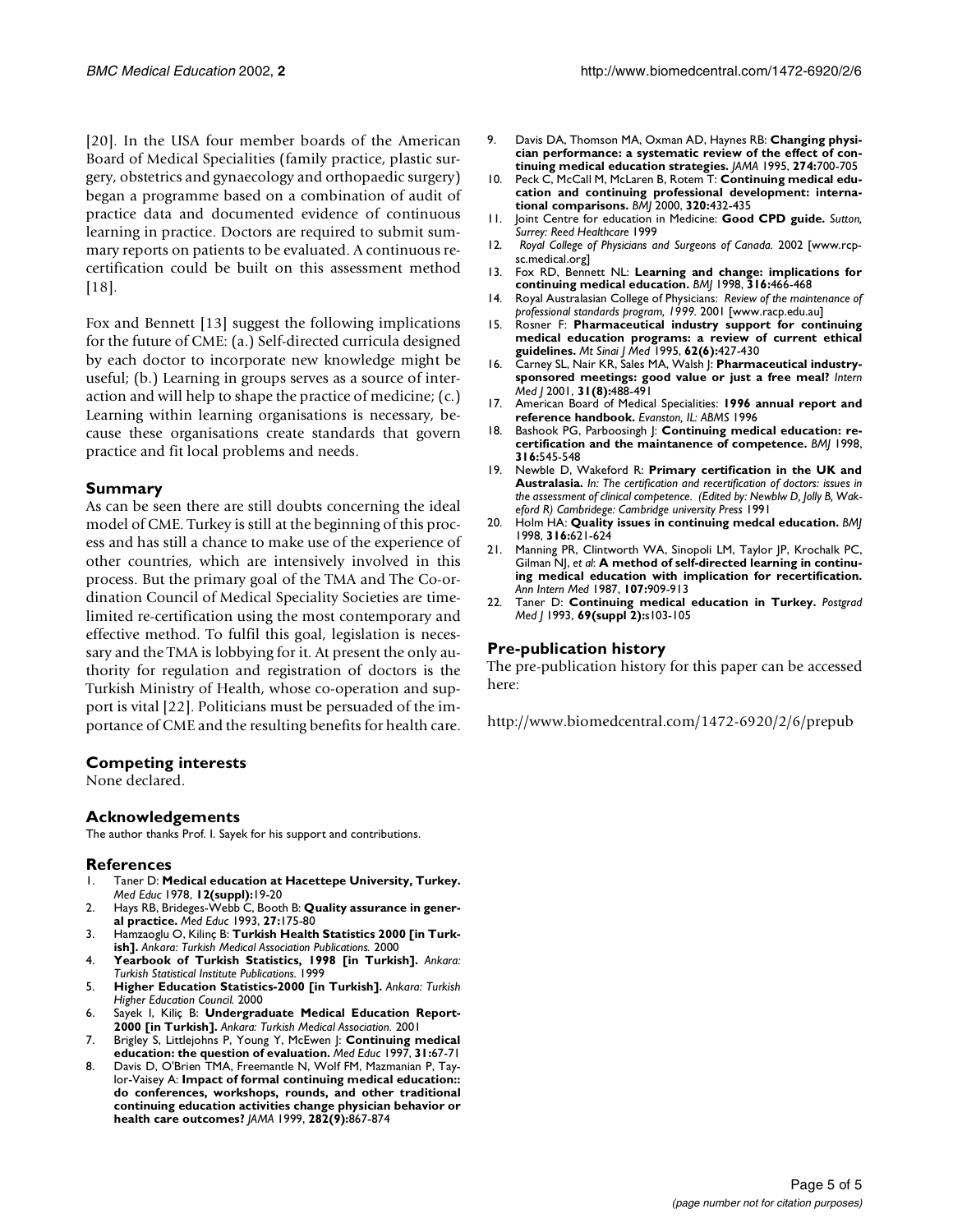[20]. In the USA four member boards of the American Board of Medical Specialities (family practice, plastic surgery, obstetrics and gynaecology and orthopaedic surgery) began a programme based on a combination of audit of practice data and documented evidence of continuous learning in practice. Doctors are required to submit summary reports on patients to be evaluated. A continuous recertification could be built on this assessment method [18].

Fox and Bennett [13] suggest the following implications for the future of CME: (a.) Self-directed curricula designed by each doctor to incorporate new knowledge might be useful; (b.) Learning in groups serves as a source of interaction and will help to shape the practice of medicine; (c.) Learning within learning organisations is necessary, because these organisations create standards that govern practice and fit local problems and needs.

## Summary

As can be seen there are still doubts concerning the ideal model of CME. Turkey is still at the beginning of this process and has still a chance to make use of the experience of other countries, which are intensively involved in this process. But the primary goal of the TMA and The Co-ordination Council of Medical Speciality Societies are time-limited re-certification using the most contemporary and effective method. To fulfil this goal, legislation is necessary and the TMA is lobbying for it. At present the only authority for regulation and registration of doctors is the Turkish Ministry of Health, whose co-operation and support is vital [22]. Politicians must be persuaded of the importance of CME and the resulting benefits for health care.

## Competing interests

None declared.

## Acknowledgements

The author thanks Prof. I. Sayek for his support and contributions.

## References

1. Taner D: **Medical education at Hacettepe University, Turkey.** *Med Educ* 1978, **12(suppl):**19-20
2. Hays RB, Brideges-Webb C, Booth B: **Quality assurance in general practice.** *Med Educ* 1993, **27:**175-80
3. Hamzaoglu O, Kilinç B: **Turkish Health Statistics 2000 [in Turkish].** *Ankara: Turkish Medical Association Publications.* 2000
4. **Yearbook of Turkish Statistics, 1998 [in Turkish].** *Ankara: Turkish Statistical Institute Publications.* 1999
5. **Higher Education Statistics-2000 [in Turkish].** *Ankara: Turkish Higher Education Council.* 2000
6. Sayek I, Kiliç B: **Undergraduate Medical Education Report-2000 [in Turkish].** *Ankara: Turkish Medical Association.* 2001
7. Brigley S, Littlejohns P, Young Y, McEwen J: **Continuing medical education: the question of evaluation.** *Med Educ* 1997, **31:**67-71
8. Davis D, O'Brien TMA, Freemantle N, Wolf FM, Mazmanian P, Taylor-Vaisey A: **Impact of formal continuing medical education:: do conferences, workshops, rounds, and other traditional continuing education activities change physician behavior or health care outcomes?** *JAMA* 1999, **282(9):**867-874
9. Davis DA, Thomson MA, Oxman AD, Haynes RB: **Changing physician performance: a systematic review of the effect of continuing medical education strategies.** *JAMA* 1995, **274:**700-705
10. Peck C, McCall M, McLaren B, Rotem T: **Continuing medical education and continuing professional development: international comparisons.** *BMJ* 2000, **320:**432-435
11. Joint Centre for education in Medicine: **Good CPD guide.** *Sutton, Surrey: Reed Healthcare* 1999
12. *Royal College of Physicians and Surgeons of Canada.* 2002 [www.rcpsc.medical.org]
13. Fox RD, Bennett NL: **Learning and change: implications for continuing medical education.** *BMJ* 1998, **316:**466-468
14. Royal Australasian College of Physicians: *Review of the maintenance of professional standards program, 1999.* 2001 [www.racp.edu.au]
15. Rosner F: **Pharmaceutical industry support for continuing medical education programs: a review of current ethical guidelines.** *Mt Sinai J Med* 1995, **62(6):**427-430
16. Carney SL, Nair KR, Sales MA, Walsh J: **Pharmaceutical industry-sponsored meetings: good value or just a free meal?** *Intern Med J* 2001, **31(8):**488-491
17. American Board of Medical Specialities: **1996 annual report and reference handbook.** *Evanston, IL: ABMS* 1996
18. Bashook PG, Parboosingh J: **Continuing medical education: recertification and the maintanence of competence.** *BMJ* 1998, **316:**545-548
19. Newble D, Wakeford R: **Primary certification in the UK and Australasia.** *In: The certification and recertification of doctors: issues in the assessment of clinical competence. (Edited by: Newblw D, Jolly B, Wakeford R) Cambridge: Cambridge university Press* 1991
20. Holm HA: **Quality issues in continuing medcal education.** *BMJ* 1998, **316:**621-624
21. Manning PR, Clintworth WA, Sinopoli LM, Taylor JP, Krochalk PC, Gilman NJ, *et al*: **A method of self-directed learning in continuing medical education with implication for recertification.** *Ann Intern Med* 1987, **107:**909-913
22. Taner D: **Continuing medical education in Turkey.** *Postgrad Med J* 1993, **69(suppl 2):**s103-105

## Pre-publication history

The pre-publication history for this paper can be accessed here:

http://www.biomedcentral.com/1472-6920/2/6/prepub